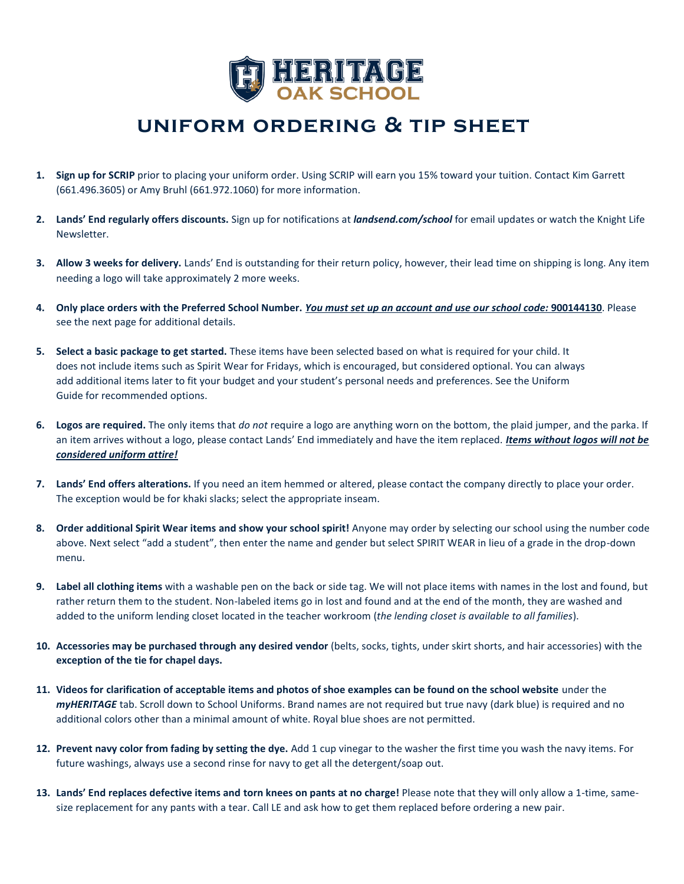# HERITAGE OAK SCHOOL

## UNIFORM ORDERING & TIP SHEET

1. **Sign up for SCRIP** prior to placing your uniform order. Using SCRIP will earn you 15% toward your tuition. Contact Kim Garrett (661.496.3605) or Amy Bruhl (661.972.1060) for more information.

2. **Lands' End regularly offers discounts.** Sign up for notifications at ***landsend.com/school*** for email updates or watch the Knight Life Newsletter.

3. **Allow 3 weeks for delivery.** Lands' End is outstanding for their return policy, however, their lead time on shipping is long. Any item needing a logo will take approximately 2 more weeks.

4. **Only place orders with the Preferred School Number.** ***<u>You must set up an account and use our school code:</u>*** **<u>900144130</u>**. Please see the next page for additional details.

5. **Select a basic package to get started.** These items have been selected based on what is required for your child. It does not include items such as Spirit Wear for Fridays, which is encouraged, but considered optional. You can always add additional items later to fit your budget and your student's personal needs and preferences. See the Uniform Guide for recommended options.

6. **Logos are required.** The only items that *do not* require a logo are anything worn on the bottom, the plaid jumper, and the parka. If an item arrives without a logo, please contact Lands' End immediately and have the item replaced. ***<u>Items without logos will not be considered uniform attire!</u>***

7. **Lands' End offers alterations.** If you need an item hemmed or altered, please contact the company directly to place your order. The exception would be for khaki slacks; select the appropriate inseam.

8. **Order additional Spirit Wear items and show your school spirit!** Anyone may order by selecting our school using the number code above. Next select "add a student", then enter the name and gender but select SPIRIT WEAR in lieu of a grade in the drop-down menu.

9. **Label all clothing items** with a washable pen on the back or side tag. We will not place items with names in the lost and found, but rather return them to the student. Non-labeled items go in lost and found and at the end of the month, they are washed and added to the uniform lending closet located in the teacher workroom (*the lending closet is available to all families*).

10. **Accessories may be purchased through any desired vendor** (belts, socks, tights, under skirt shorts, and hair accessories) with the **exception of the tie for chapel days.**

11. **Videos for clarification of acceptable items and photos of shoe examples can be found on the school website** under the ***myHERITAGE*** tab. Scroll down to School Uniforms. Brand names are not required but true navy (dark blue) is required and no additional colors other than a minimal amount of white. Royal blue shoes are not permitted.

12. **Prevent navy color from fading by setting the dye.** Add 1 cup vinegar to the washer the first time you wash the navy items. For future washings, always use a second rinse for navy to get all the detergent/soap out.

13. **Lands' End replaces defective items and torn knees on pants at no charge!** Please note that they will only allow a 1-time, same-size replacement for any pants with a tear. Call LE and ask how to get them replaced before ordering a new pair.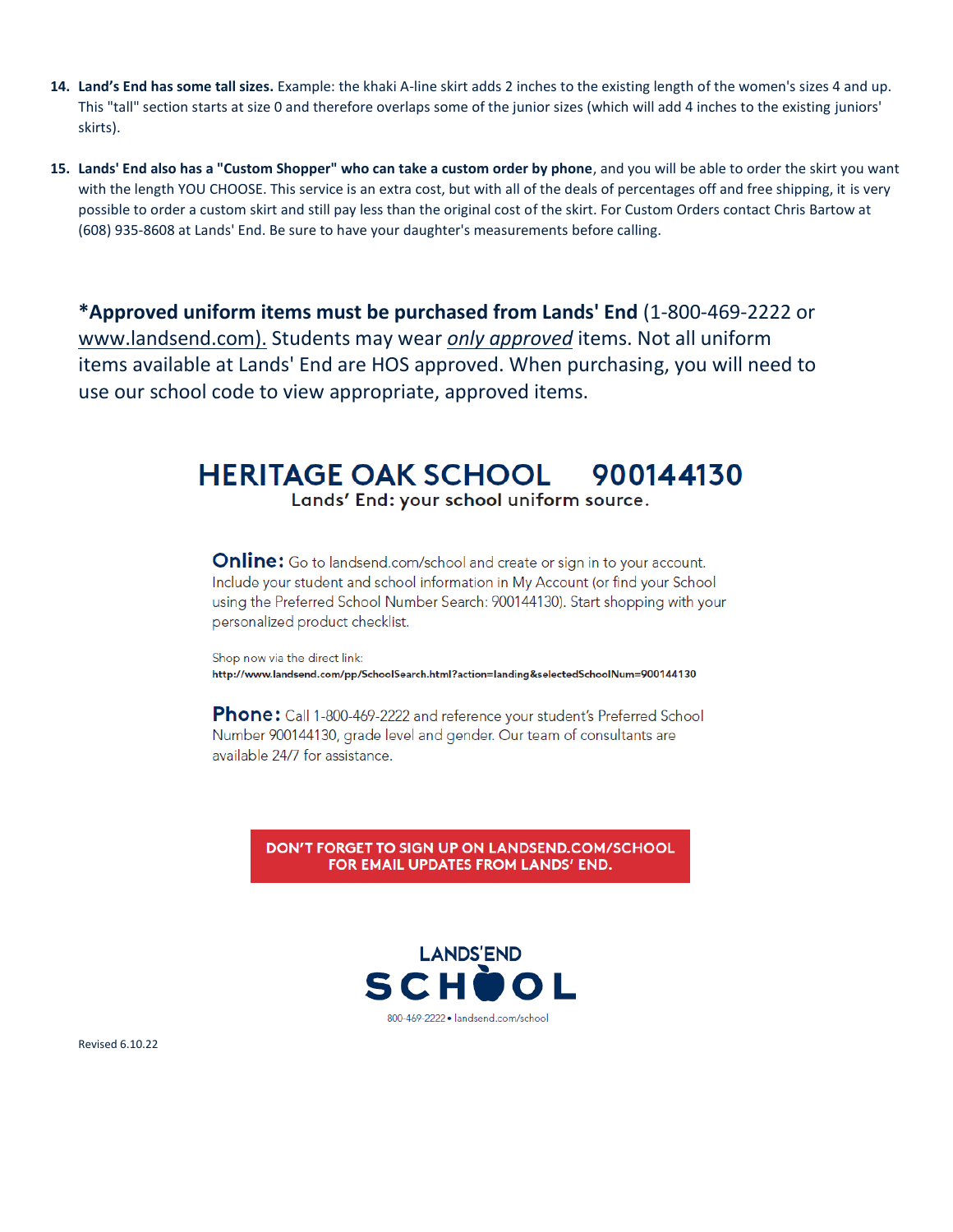14. **Land's End has some tall sizes.** Example: the khaki A-line skirt adds 2 inches to the existing length of the women's sizes 4 and up. This "tall" section starts at size 0 and therefore overlaps some of the junior sizes (which will add 4 inches to the existing juniors' skirts).

15. **Lands' End also has a "Custom Shopper" who can take a custom order by phone**, and you will be able to order the skirt you want with the length YOU CHOOSE. This service is an extra cost, but with all of the deals of percentages off and free shipping, it is very possible to order a custom skirt and still pay less than the original cost of the skirt. For Custom Orders contact Chris Bartow at (608) 935-8608 at Lands' End. Be sure to have your daughter's measurements before calling.

**\*Approved uniform items must be purchased from Lands' End** (1-800-469-2222 or www.landsend.com). Students may wear *only approved* items. Not all uniform items available at Lands' End are HOS approved. When purchasing, you will need to use our school code to view appropriate, approved items.

## HERITAGE OAK SCHOOL 900144130

Lands' End: your school uniform source.

**Online:** Go to landsend.com/school and create or sign in to your account. Include your student and school information in My Account (or find your School using the Preferred School Number Search: 900144130). Start shopping with your personalized product checklist.

Shop now via the direct link:
**http://www.landsend.com/pp/SchoolSearch.html?action=landing&selectedSchoolNum=900144130**

**Phone:** Call 1-800-469-2222 and reference your student's Preferred School Number 900144130, grade level and gender. Our team of consultants are available 24/7 for assistance.

**DON'T FORGET TO SIGN UP ON LANDSEND.COM/SCHOOL FOR EMAIL UPDATES FROM LANDS' END.**

LANDS'END SCHOOL

800-469-2222 • landsend.com/school

Revised 6.10.22